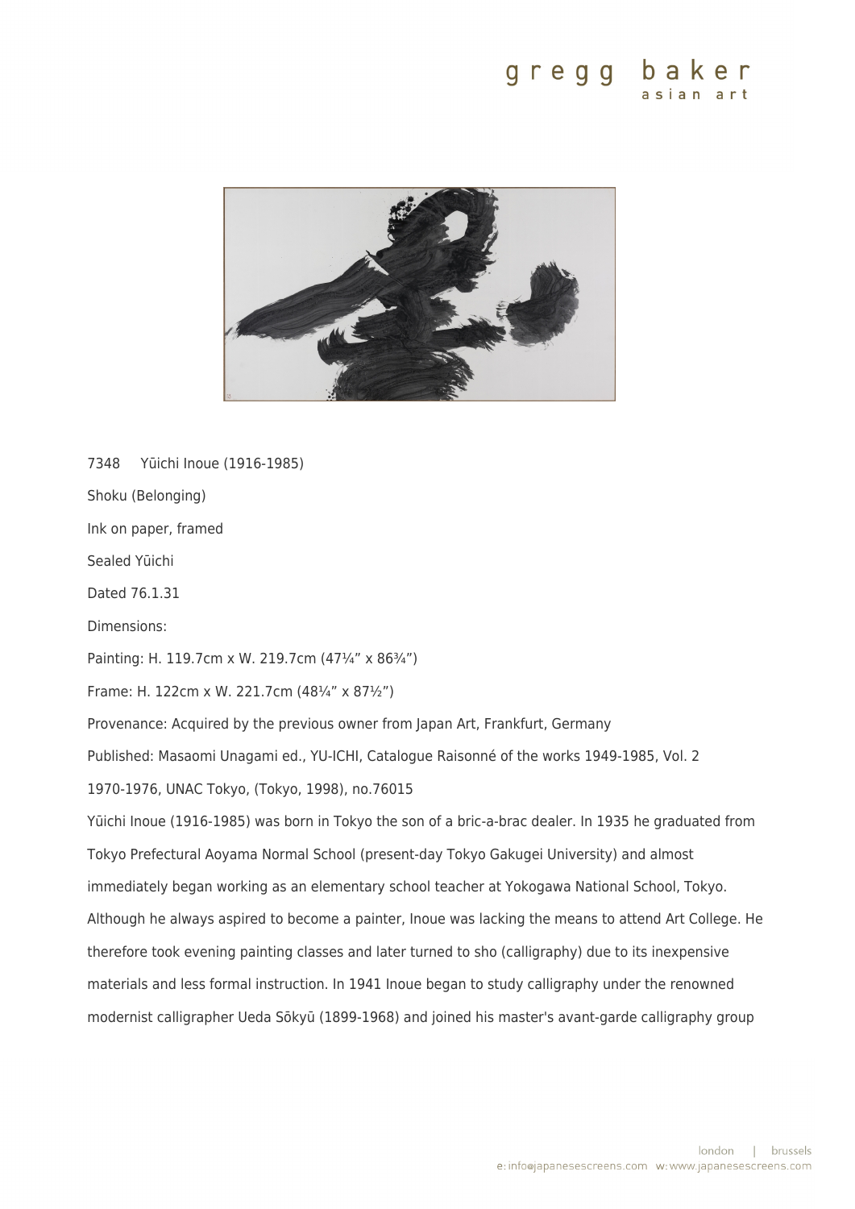7348 Yūichi Inoue (1916-1985)

Shoku (Belonging)

Ink on paper, framed

Sealed Yūichi

Dated 76.1.31

Dimensions:

Painting: H. 119.7cm x W. 219.7cm (47¼" x 86¾")

Frame: H. 122cm x W. 221.7cm (48¼" x 87½")

Provenance: Acquired by the previous owner from Japan Art, Frankfurt, Germany

Published: Masaomi Unagami ed., YU-ICHI, Catalogue Raisonné of the works 1949-1985, Vol. 2 1970-1976, UNAC Tokyo, (Tokyo, 1998), no.76015

Yūichi Inoue (1916-1985) was born in Tokyo the son of a bric-a-brac dealer. In 1935 he graduated from Tokyo Prefectural Aoyama Normal School (present-day Tokyo Gakugei University) and almost immediately began working as an elementary school teacher at Yokogawa National School, Tokyo. Although he always aspired to become a painter, Inoue was lacking the means to attend Art College. He therefore took evening painting classes and later turned to sho (calligraphy) due to its inexpensive materials and less formal instruction. In 1941 Inoue began to study calligraphy under the renowned modernist calligrapher Ueda Sōkyū (1899-1968) and joined his master's avant-garde calligraphy group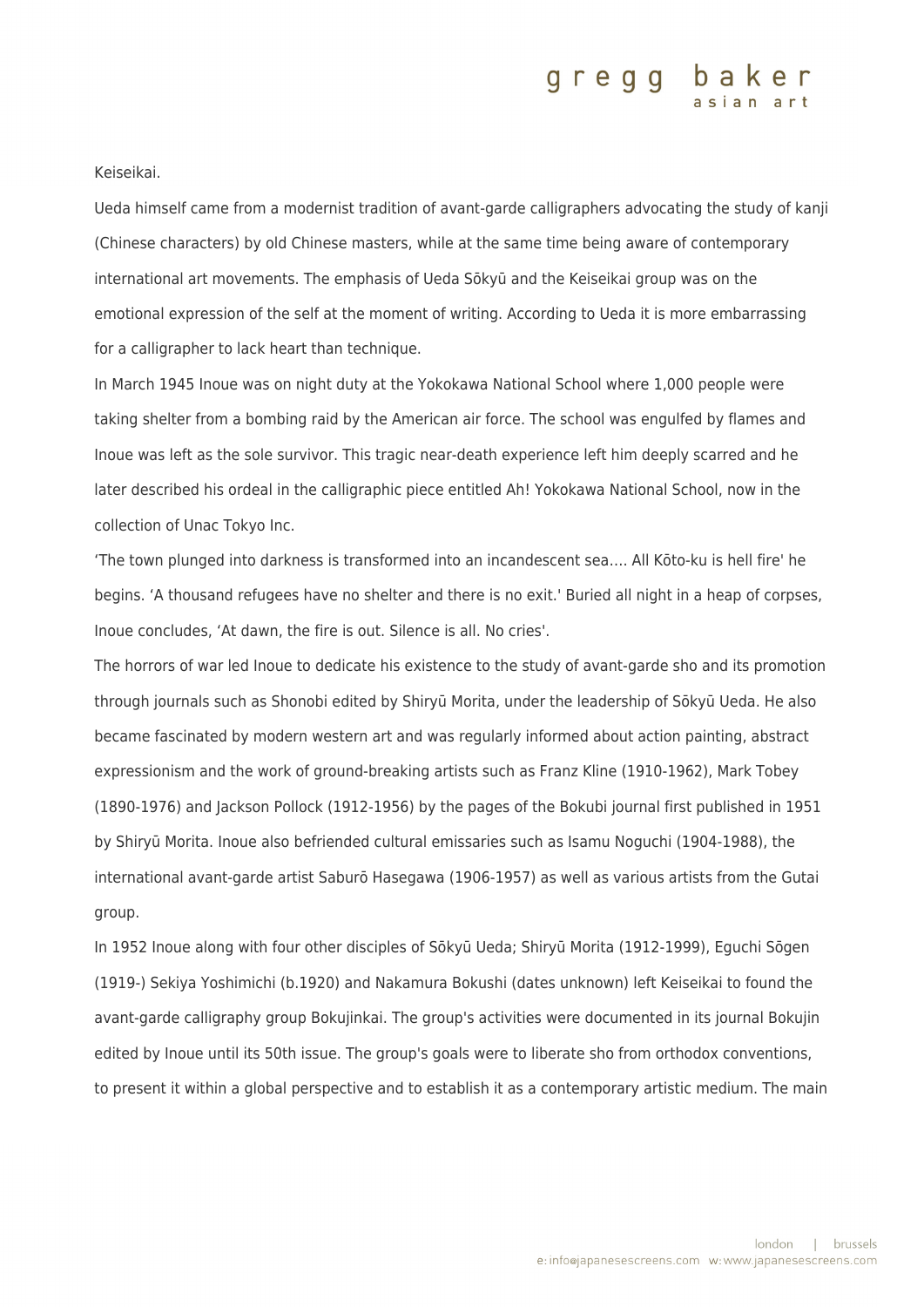Keiseikai.

Ueda himself came from a modernist tradition of avant-garde calligraphers advocating the study of kanji (Chinese characters) by old Chinese masters, while at the same time being aware of contemporary international art movements. The emphasis of Ueda Sōkyū and the Keiseikai group was on the emotional expression of the self at the moment of writing. According to Ueda it is more embarrassing for a calligrapher to lack heart than technique.

In March 1945 Inoue was on night duty at the Yokokawa National School where 1,000 people were taking shelter from a bombing raid by the American air force. The school was engulfed by flames and Inoue was left as the sole survivor. This tragic near-death experience left him deeply scarred and he later described his ordeal in the calligraphic piece entitled Ah! Yokokawa National School, now in the collection of Unac Tokyo Inc.

'The town plunged into darkness is transformed into an incandescent sea…. All Kōto-ku is hell fire' he begins. 'A thousand refugees have no shelter and there is no exit.' Buried all night in a heap of corpses, Inoue concludes, 'At dawn, the fire is out. Silence is all. No cries'.

The horrors of war led Inoue to dedicate his existence to the study of avant-garde sho and its promotion through journals such as Shonobi edited by Shiryū Morita, under the leadership of Sōkyū Ueda. He also became fascinated by modern western art and was regularly informed about action painting, abstract expressionism and the work of ground-breaking artists such as Franz Kline (1910-1962), Mark Tobey (1890-1976) and Jackson Pollock (1912-1956) by the pages of the Bokubi journal first published in 1951 by Shiryū Morita. Inoue also befriended cultural emissaries such as Isamu Noguchi (1904-1988), the international avant-garde artist Saburō Hasegawa (1906-1957) as well as various artists from the Gutai group.

In 1952 Inoue along with four other disciples of Sōkyū Ueda; Shiryū Morita (1912-1999), Eguchi Sōgen (1919-) Sekiya Yoshimichi (b.1920) and Nakamura Bokushi (dates unknown) left Keiseikai to found the avant-garde calligraphy group Bokujinkai. The group's activities were documented in its journal Bokujin edited by Inoue until its 50th issue. The group's goals were to liberate sho from orthodox conventions, to present it within a global perspective and to establish it as a contemporary artistic medium. The main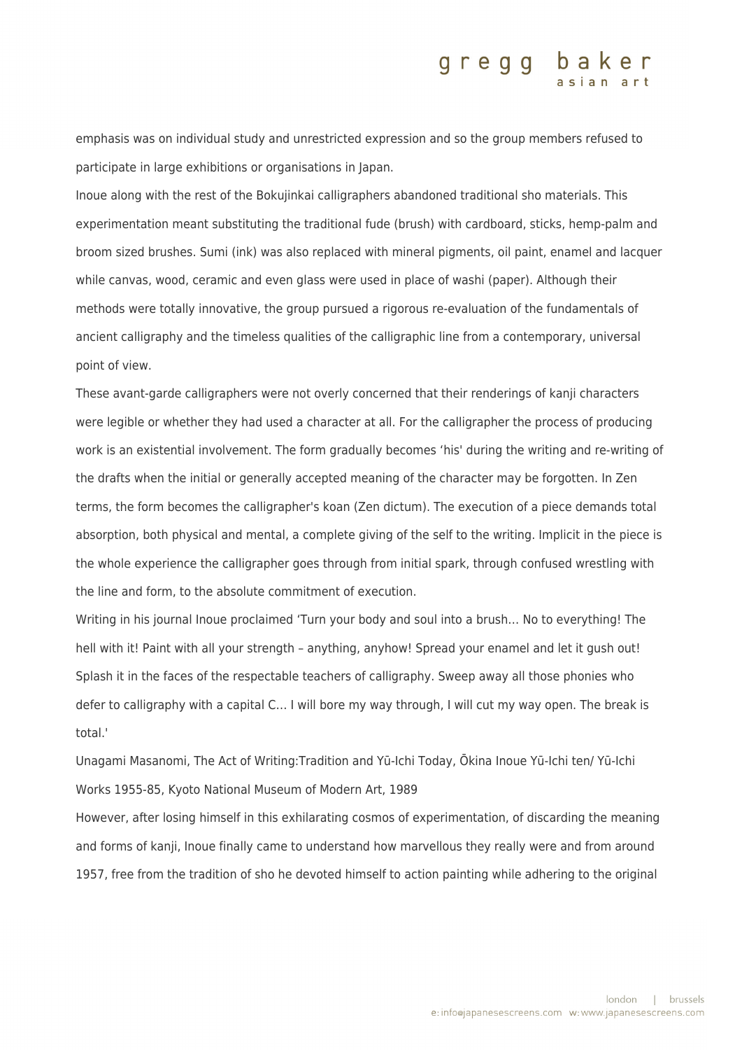emphasis was on individual study and unrestricted expression and so the group members refused to participate in large exhibitions or organisations in Japan.

Inoue along with the rest of the Bokujinkai calligraphers abandoned traditional sho materials. This experimentation meant substituting the traditional fude (brush) with cardboard, sticks, hemp-palm and broom sized brushes. Sumi (ink) was also replaced with mineral pigments, oil paint, enamel and lacquer while canvas, wood, ceramic and even glass were used in place of washi (paper). Although their methods were totally innovative, the group pursued a rigorous re-evaluation of the fundamentals of ancient calligraphy and the timeless qualities of the calligraphic line from a contemporary, universal point of view.

These avant-garde calligraphers were not overly concerned that their renderings of kanji characters were legible or whether they had used a character at all. For the calligrapher the process of producing work is an existential involvement. The form gradually becomes 'his' during the writing and re-writing of the drafts when the initial or generally accepted meaning of the character may be forgotten. In Zen terms, the form becomes the calligrapher's koan (Zen dictum). The execution of a piece demands total absorption, both physical and mental, a complete giving of the self to the writing. Implicit in the piece is the whole experience the calligrapher goes through from initial spark, through confused wrestling with the line and form, to the absolute commitment of execution.

Writing in his journal Inoue proclaimed 'Turn your body and soul into a brush… No to everything! The hell with it! Paint with all your strength – anything, anyhow! Spread your enamel and let it gush out! Splash it in the faces of the respectable teachers of calligraphy. Sweep away all those phonies who defer to calligraphy with a capital C… I will bore my way through, I will cut my way open. The break is total.'

Unagami Masanomi, The Act of Writing:Tradition and Yū-Ichi Today, Ōkina Inoue Yū-Ichi ten/ Yū-Ichi Works 1955-85, Kyoto National Museum of Modern Art, 1989

However, after losing himself in this exhilarating cosmos of experimentation, of discarding the meaning and forms of kanji, Inoue finally came to understand how marvellous they really were and from around 1957, free from the tradition of sho he devoted himself to action painting while adhering to the original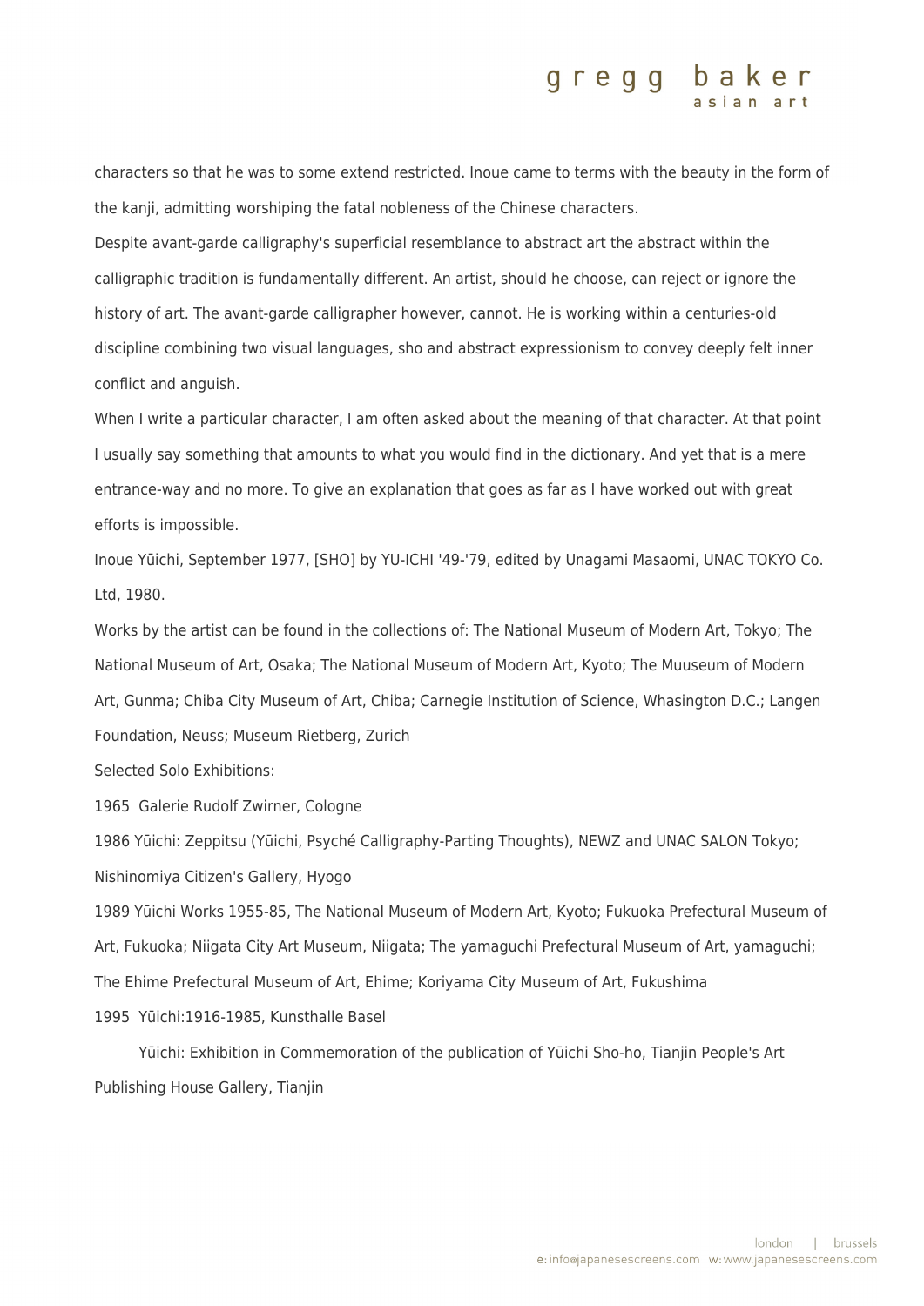characters so that he was to some extend restricted. Inoue came to terms with the beauty in the form of the kanji, admitting worshiping the fatal nobleness of the Chinese characters.

Despite avant-garde calligraphy's superficial resemblance to abstract art the abstract within the calligraphic tradition is fundamentally different. An artist, should he choose, can reject or ignore the history of art. The avant-garde calligrapher however, cannot. He is working within a centuries-old discipline combining two visual languages, sho and abstract expressionism to convey deeply felt inner conflict and anguish.

When I write a particular character, I am often asked about the meaning of that character. At that point I usually say something that amounts to what you would find in the dictionary. And yet that is a mere entrance-way and no more. To give an explanation that goes as far as I have worked out with great efforts is impossible.

Inoue Yūichi, September 1977, [SHO] by YU-ICHI '49-'79, edited by Unagami Masaomi, UNAC TOKYO Co. Ltd, 1980.

Works by the artist can be found in the collections of: The National Museum of Modern Art, Tokyo; The National Museum of Art, Osaka; The National Museum of Modern Art, Kyoto; The Muuseum of Modern Art, Gunma; Chiba City Museum of Art, Chiba; Carnegie Institution of Science, Whasington D.C.; Langen Foundation, Neuss; Museum Rietberg, Zurich

Selected Solo Exhibitions:

1965 Galerie Rudolf Zwirner, Cologne

1986 Yūichi: Zeppitsu (Yūichi, Psyché Calligraphy-Parting Thoughts), NEWZ and UNAC SALON Tokyo; Nishinomiya Citizen's Gallery, Hyogo

1989 Yūichi Works 1955-85, The National Museum of Modern Art, Kyoto; Fukuoka Prefectural Museum of Art, Fukuoka; Niigata City Art Museum, Niigata; The yamaguchi Prefectural Museum of Art, yamaguchi; The Ehime Prefectural Museum of Art, Ehime; Koriyama City Museum of Art, Fukushima

1995 Yūichi:1916-1985, Kunsthalle Basel

Yūichi: Exhibition in Commemoration of the publication of Yūichi Sho-ho, Tianjin People's Art Publishing House Gallery, Tianjin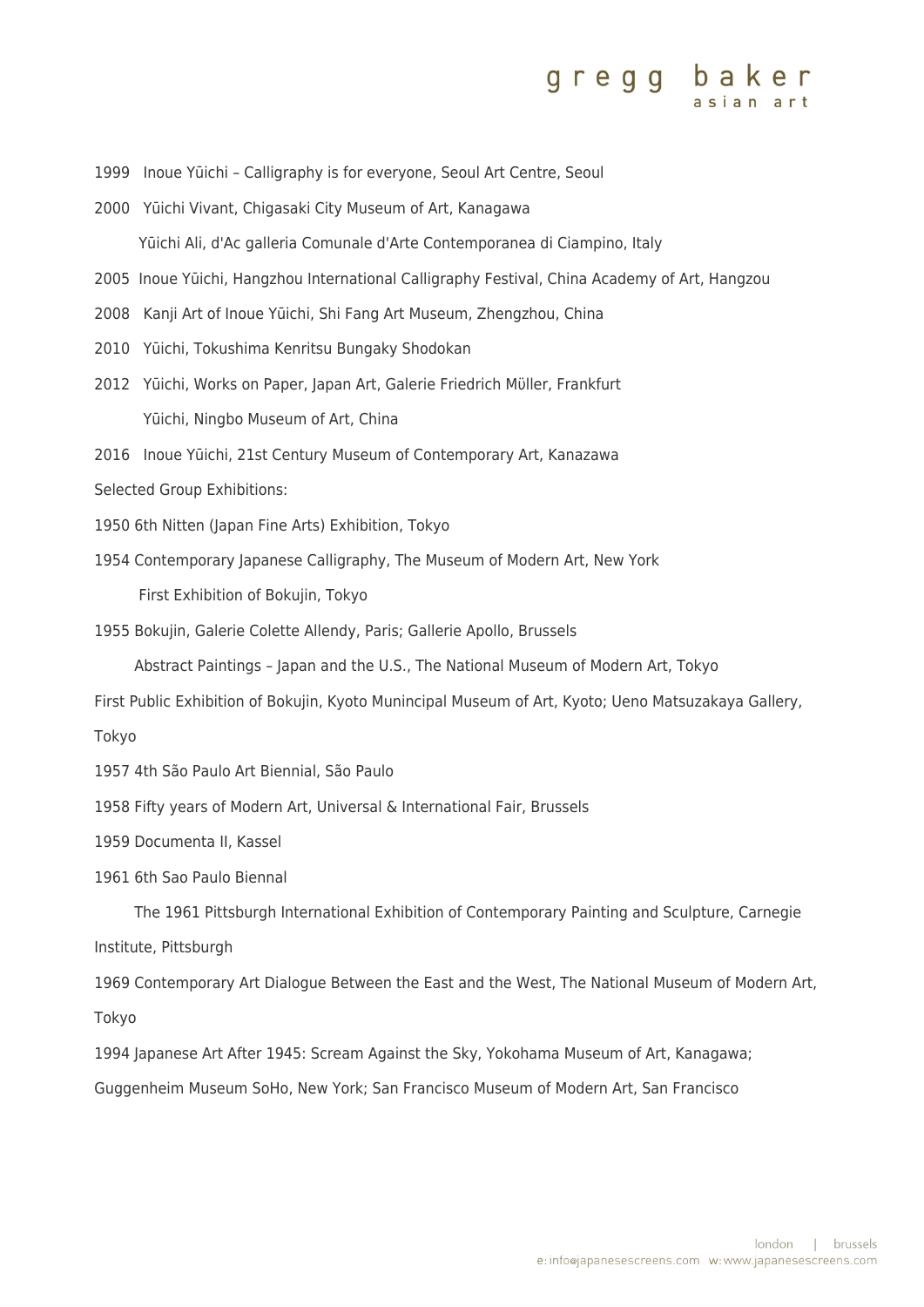1999 Inoue Yūichi – Calligraphy is for everyone, Seoul Art Centre, Seoul

2000 Yūichi Vivant, Chigasaki City Museum of Art, Kanagawa

Yūichi Ali, d'Ac galleria Comunale d'Arte Contemporanea di Ciampino, Italy

2005 Inoue Yūichi, Hangzhou International Calligraphy Festival, China Academy of Art, Hangzou

2008 Kanji Art of Inoue Yūichi, Shi Fang Art Museum, Zhengzhou, China

2010 Yūichi, Tokushima Kenritsu Bungaky Shodokan

2012 Yūichi, Works on Paper, Japan Art, Galerie Friedrich Müller, Frankfurt

Yūichi, Ningbo Museum of Art, China

2016 Inoue Yūichi, 21st Century Museum of Contemporary Art, Kanazawa

Selected Group Exhibitions:

1950 6th Nitten (Japan Fine Arts) Exhibition, Tokyo

1954 Contemporary Japanese Calligraphy, The Museum of Modern Art, New York

First Exhibition of Bokujin, Tokyo

1955 Bokujin, Galerie Colette Allendy, Paris; Gallerie Apollo, Brussels

Abstract Paintings – Japan and the U.S., The National Museum of Modern Art, Tokyo

First Public Exhibition of Bokujin, Kyoto Munincipal Museum of Art, Kyoto; Ueno Matsuzakaya Gallery, Tokyo

1957 4th São Paulo Art Biennial, São Paulo

1958 Fifty years of Modern Art, Universal & International Fair, Brussels

1959 Documenta II, Kassel

1961 6th Sao Paulo Biennal

The 1961 Pittsburgh International Exhibition of Contemporary Painting and Sculpture, Carnegie Institute, Pittsburgh

1969 Contemporary Art Dialogue Between the East and the West, The National Museum of Modern Art, Tokyo

1994 Japanese Art After 1945: Scream Against the Sky, Yokohama Museum of Art, Kanagawa; Guggenheim Museum SoHo, New York; San Francisco Museum of Modern Art, San Francisco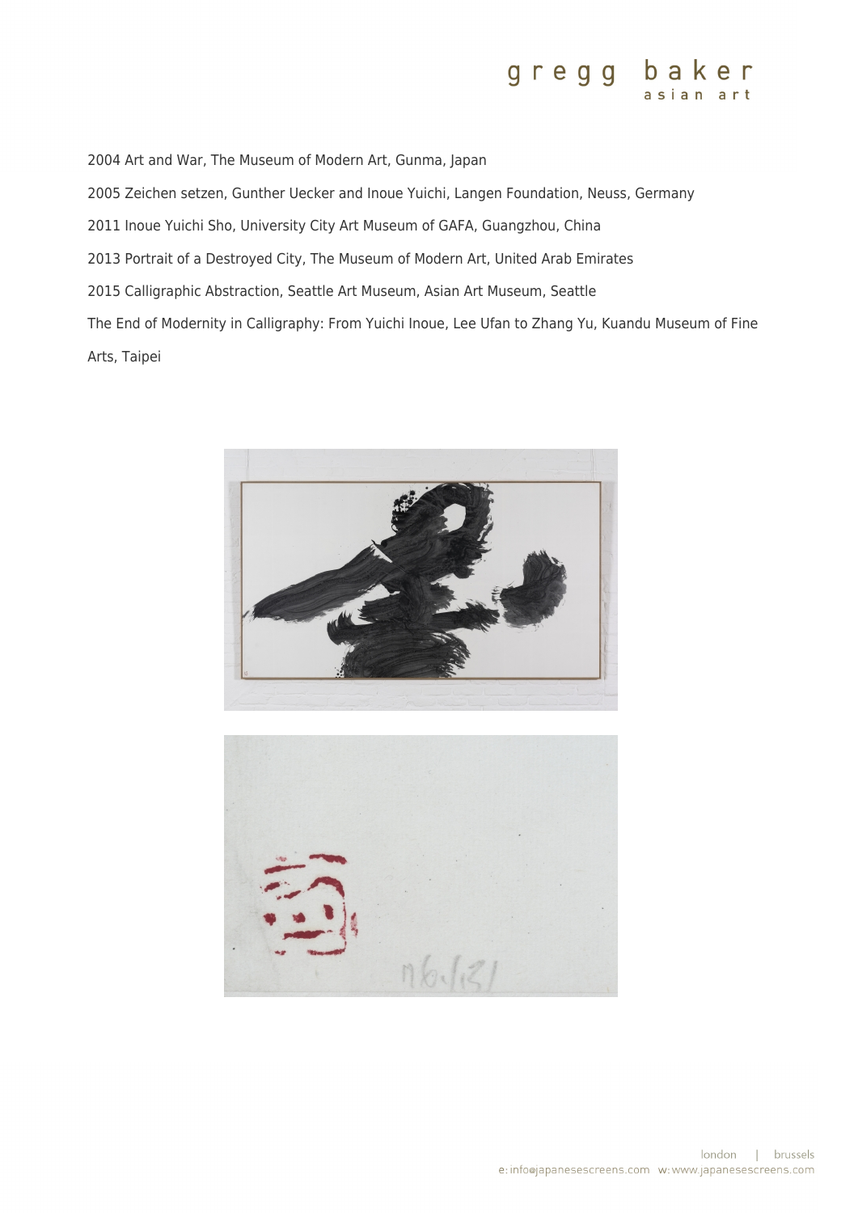2004 Art and War, The Museum of Modern Art, Gunma, Japan

2005 Zeichen setzen, Gunther Uecker and Inoue Yuichi, Langen Foundation, Neuss, Germany

2011 Inoue Yuichi Sho, University City Art Museum of GAFA, Guangzhou, China

2013 Portrait of a Destroyed City, The Museum of Modern Art, United Arab Emirates

2015 Calligraphic Abstraction, Seattle Art Museum, Asian Art Museum, Seattle

The End of Modernity in Calligraphy: From Yuichi Inoue, Lee Ufan to Zhang Yu, Kuandu Museum of Fine Arts, Taipei